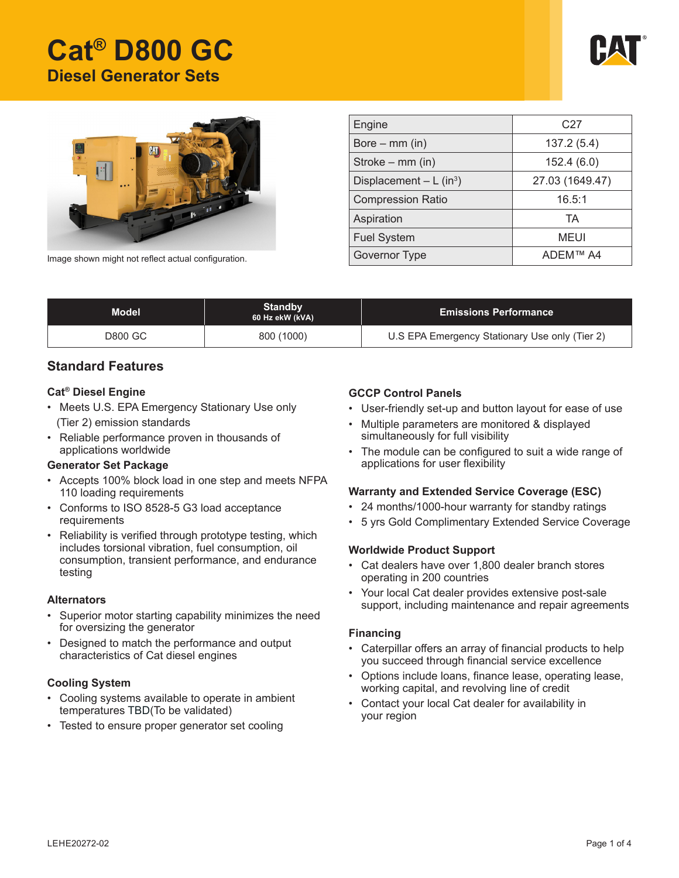# Cat® D800 GC

## Diesel Generator Sets

Image shown might not reflect actual configuration.

| Engine | C27 |
|---|---|
| Bore – mm (in) | 137.2 (5.4) |
| Stroke – mm (in) | 152.4 (6.0) |
| Displacement – L (in³) | 27.03 (1649.47) |
| Compression Ratio | 16.5:1 |
| Aspiration | TA |
| Fuel System | MEUI |
| Governor Type | ADEM™ A4 |

| Model | Standby 60 Hz ekW (kVA) | Emissions Performance |
|---|---|---|
| D800 GC | 800 (1000) | U.S EPA Emergency Stationary Use only (Tier 2) |

## Standard Features

### Cat® Diesel Engine

- Meets U.S. EPA Emergency Stationary Use only (Tier 2) emission standards
- Reliable performance proven in thousands of applications worldwide

### Generator Set Package

- Accepts 100% block load in one step and meets NFPA 110 loading requirements
- Conforms to ISO 8528-5 G3 load acceptance requirements
- Reliability is verified through prototype testing, which includes torsional vibration, fuel consumption, oil consumption, transient performance, and endurance testing

### Alternators

- Superior motor starting capability minimizes the need for oversizing the generator
- Designed to match the performance and output characteristics of Cat diesel engines

### Cooling System

- Cooling systems available to operate in ambient temperatures TBD(To be validated)
- Tested to ensure proper generator set cooling

### GCCP Control Panels

- User-friendly set-up and button layout for ease of use
- Multiple parameters are monitored & displayed simultaneously for full visibility
- The module can be configured to suit a wide range of applications for user flexibility

### Warranty and Extended Service Coverage (ESC)

- 24 months/1000-hour warranty for standby ratings
- 5 yrs Gold Complimentary Extended Service Coverage

### Worldwide Product Support

- Cat dealers have over 1,800 dealer branch stores operating in 200 countries
- Your local Cat dealer provides extensive post-sale support, including maintenance and repair agreements

### Financing

- Caterpillar offers an array of financial products to help you succeed through financial service excellence
- Options include loans, finance lease, operating lease, working capital, and revolving line of credit
- Contact your local Cat dealer for availability in your region

LEHE20272-02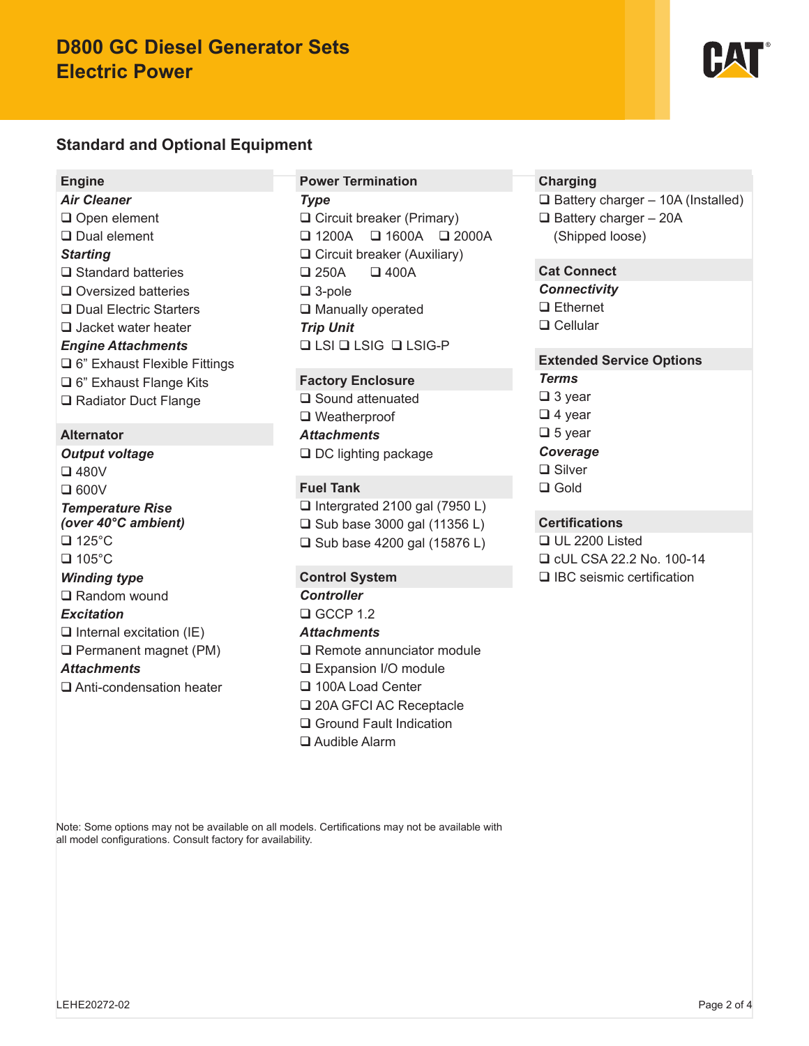# D800 GC Diesel Generator Sets
# Electric Power

## Standard and Optional Equipment

### Engine

***Air Cleaner***

- ❑ Open element
- ❑ Dual element

***Starting***

- ❑ Standard batteries
- ❑ Oversized batteries
- ❑ Dual Electric Starters
- ❑ Jacket water heater

***Engine Attachments***

- ❑ 6" Exhaust Flexible Fittings
- ❑ 6" Exhaust Flange Kits
- ❑ Radiator Duct Flange

### Alternator

***Output voltage***

- ❑ 480V
- ❑ 600V

***Temperature Rise (over 40°C ambient)***

- ❑ 125°C
- ❑ 105°C

***Winding type***

- ❑ Random wound

***Excitation***

- ❑ Internal excitation (IE)
- ❑ Permanent magnet (PM)

***Attachments***

- ❑ Anti-condensation heater

### Power Termination

***Type***

- ❑ Circuit breaker (Primary)
- ❑ 1200A ❑ 1600A ❑ 2000A
- ❑ Circuit breaker (Auxiliary)
- ❑ 250A ❑ 400A
- ❑ 3-pole
- ❑ Manually operated

***Trip Unit***

- ❑ LSI ❑ LSIG ❑ LSIG-P

### Factory Enclosure

- ❑ Sound attenuated
- ❑ Weatherproof

***Attachments***

- ❑ DC lighting package

### Fuel Tank

- ❑ Intergrated 2100 gal (7950 L)
- ❑ Sub base 3000 gal (11356 L)
- ❑ Sub base 4200 gal (15876 L)

### Control System

***Controller***

- ❑ GCCP 1.2

***Attachments***

- ❑ Remote annunciator module
- ❑ Expansion I/O module
- ❑ 100A Load Center
- ❑ 20A GFCI AC Receptacle
- ❑ Ground Fault Indication
- ❑ Audible Alarm

### Charging

- ❑ Battery charger – 10A (Installed)
- ❑ Battery charger – 20A (Shipped loose)

### Cat Connect

***Connectivity***

- ❑ Ethernet
- ❑ Cellular

### Extended Service Options

***Terms***

- ❑ 3 year
- ❑ 4 year
- ❑ 5 year

***Coverage***

- ❑ Silver
- ❑ Gold

### Certifications

- ❑ UL 2200 Listed
- ❑ cUL CSA 22.2 No. 100-14
- ❑ IBC seismic certification

Note: Some options may not be available on all models. Certifications may not be available with all model configurations. Consult factory for availability.

LEHE20272-02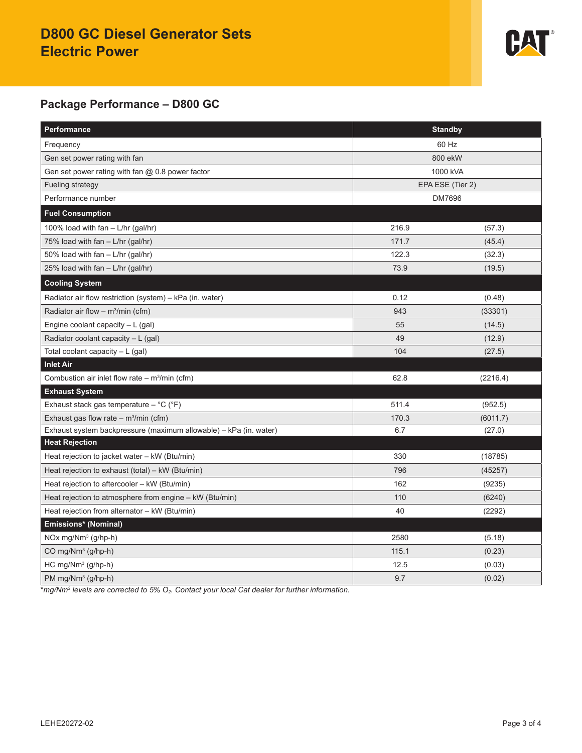# D800 GC Diesel Generator Sets
# Electric Power

## Package Performance – D800 GC

| Performance | Standby | |
|---|---|---|
| Frequency | 60 Hz | |
| Gen set power rating with fan | 800 ekW | |
| Gen set power rating with fan @ 0.8 power factor | 1000 kVA | |
| Fueling strategy | EPA ESE (Tier 2) | |
| Performance number | DM7696 | |
| **Fuel Consumption** | | |
| 100% load with fan – L/hr (gal/hr) | 216.9 | (57.3) |
| 75% load with fan – L/hr (gal/hr) | 171.7 | (45.4) |
| 50% load with fan – L/hr (gal/hr) | 122.3 | (32.3) |
| 25% load with fan – L/hr (gal/hr) | 73.9 | (19.5) |
| **Cooling System** | | |
| Radiator air flow restriction (system) – kPa (in. water) | 0.12 | (0.48) |
| Radiator air flow – $m^3$/min (cfm) | 943 | (33301) |
| Engine coolant capacity – L (gal) | 55 | (14.5) |
| Radiator coolant capacity – L (gal) | 49 | (12.9) |
| Total coolant capacity – L (gal) | 104 | (27.5) |
| **Inlet Air** | | |
| Combustion air inlet flow rate – $m^3$/min (cfm) | 62.8 | (2216.4) |
| **Exhaust System** | | |
| Exhaust stack gas temperature – °C (°F) | 511.4 | (952.5) |
| Exhaust gas flow rate – $m^3$/min (cfm) | 170.3 | (6011.7) |
| Exhaust system backpressure (maximum allowable) – kPa (in. water) | 6.7 | (27.0) |
| **Heat Rejection** | | |
| Heat rejection to jacket water – kW (Btu/min) | 330 | (18785) |
| Heat rejection to exhaust (total) – kW (Btu/min) | 796 | (45257) |
| Heat rejection to aftercooler – kW (Btu/min) | 162 | (9235) |
| Heat rejection to atmosphere from engine – kW (Btu/min) | 110 | (6240) |
| Heat rejection from alternator – kW (Btu/min) | 40 | (2292) |
| **Emissions* (Nominal)** | | |
| NOx mg/$Nm^3$ (g/hp-h) | 2580 | (5.18) |
| CO mg/$Nm^3$ (g/hp-h) | 115.1 | (0.23) |
| HC mg/$Nm^3$ (g/hp-h) | 12.5 | (0.03) |
| PM mg/$Nm^3$ (g/hp-h) | 9.7 | (0.02) |

**mg/$Nm^3$ levels are corrected to 5% $O_2$. Contact your local Cat dealer for further information.*

LEHE20272-02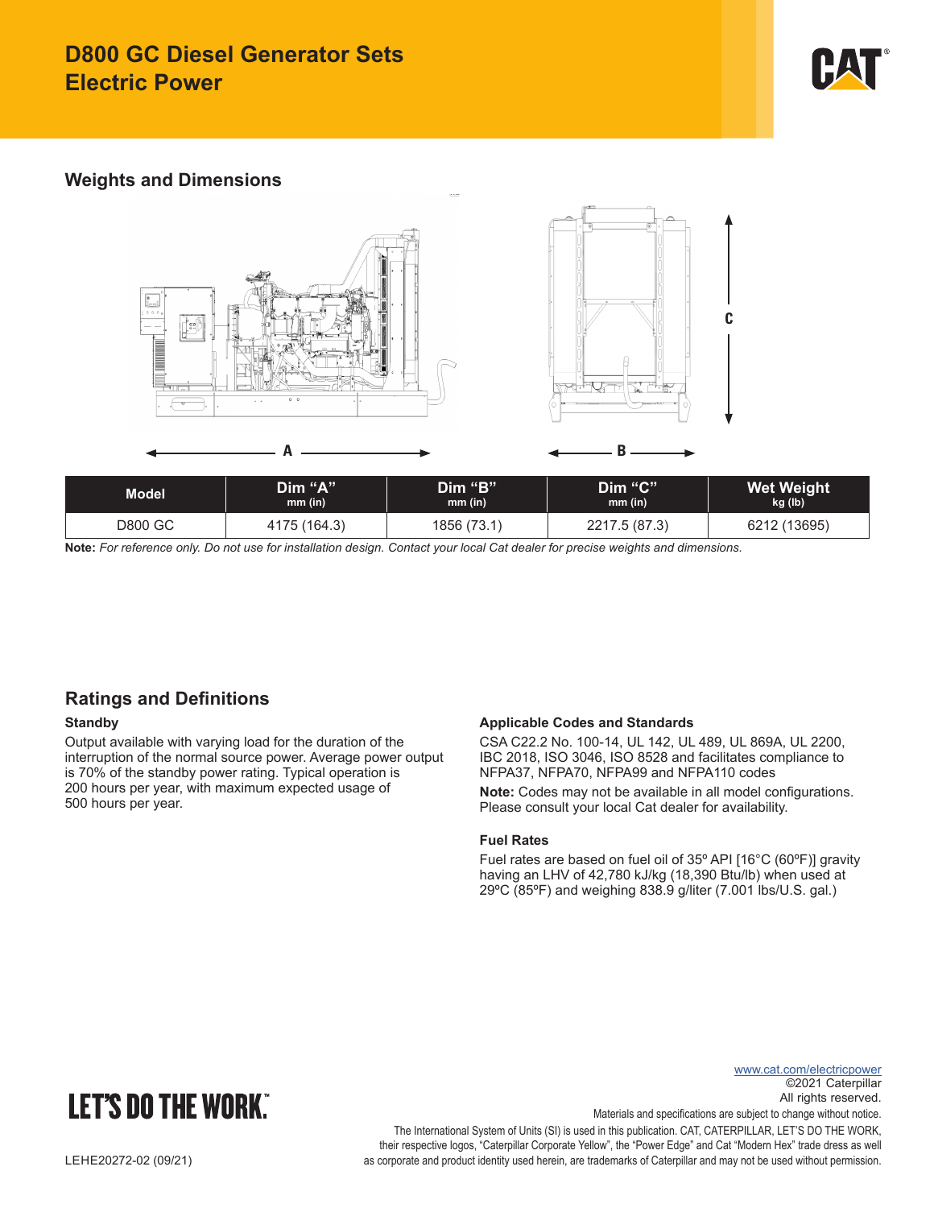# D800 GC Diesel Generator Sets
# Electric Power

## Weights and Dimensions

A

B

C

| Model | Dim "A" mm (in) | Dim "B" mm (in) | Dim "C" mm (in) | Wet Weight kg (lb) |
|---|---|---|---|---|
| D800 GC | 4175 (164.3) | 1856 (73.1) | 2217.5 (87.3) | 6212 (13695) |

**Note:** *For reference only. Do not use for installation design. Contact your local Cat dealer for precise weights and dimensions.*

## Ratings and Definitions

### Standby

Output available with varying load for the duration of the interruption of the normal source power. Average power output is 70% of the standby power rating. Typical operation is 200 hours per year, with maximum expected usage of 500 hours per year.

### Applicable Codes and Standards

CSA C22.2 No. 100-14, UL 142, UL 489, UL 869A, UL 2200, IBC 2018, ISO 3046, ISO 8528 and facilitates compliance to NFPA37, NFPA70, NFPA99 and NFPA110 codes

**Note:** Codes may not be available in all model configurations. Please consult your local Cat dealer for availability.

### Fuel Rates

Fuel rates are based on fuel oil of 35º API [16°C (60ºF)] gravity having an LHV of 42,780 kJ/kg (18,390 Btu/lb) when used at 29ºC (85ºF) and weighing 838.9 g/liter (7.001 lbs/U.S. gal.)

LET'S DO THE WORK.

www.cat.com/electricpower
©2021 Caterpillar
All rights reserved.

Materials and specifications are subject to change without notice.

The International System of Units (SI) is used in this publication. CAT, CATERPILLAR, LET'S DO THE WORK, their respective logos, "Caterpillar Corporate Yellow", the "Power Edge" and Cat "Modern Hex" trade dress as well as corporate and product identity used herein, are trademarks of Caterpillar and may not be used without permission.

LEHE20272-02 (09/21)